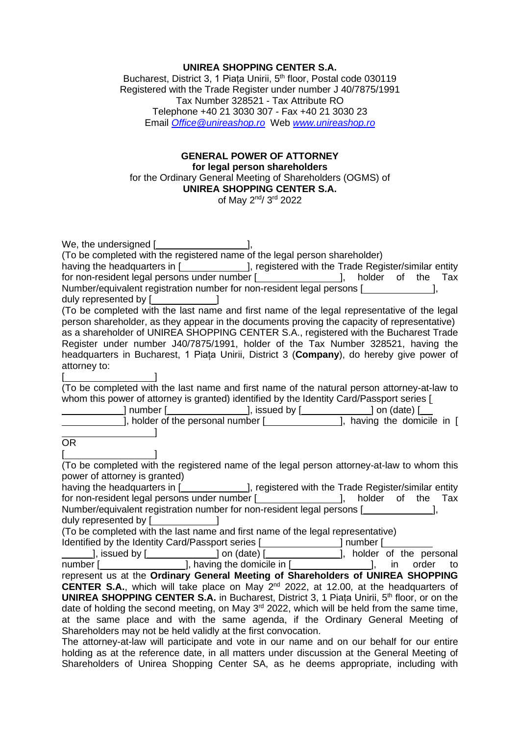**UNIREA SHOPPING CENTER S.A.**
Bucharest, District 3, 1 Piața Unirii, 5th floor, Postal code 030119
Registered with the Trade Register under number J 40/7875/1991
Tax Number 328521 - Tax Attribute RO
Telephone +40 21 3030 307 - Fax +40 21 3030 23
Email *Office@unireashop.ro* Web *www.unireashop.ro*

**GENERAL POWER OF ATTORNEY**
**for legal person shareholders**
for the Ordinary General Meeting of Shareholders (OGMS) of
**UNIREA SHOPPING CENTER S.A.**
of May 2nd/ 3rd 2022

We, the undersigned [__________________],
(To be completed with the registered name of the legal person shareholder)
having the headquarters in [_____________], registered with the Trade Register/similar entity for non-resident legal persons under number [________________], holder of the Tax Number/equivalent registration number for non-resident legal persons [______________], duly represented by [_____________]
(To be completed with the last name and first name of the legal representative of the legal person shareholder, as they appear in the documents proving the capacity of representative) as a shareholder of UNIREA SHOPPING CENTER S.A., registered with the Bucharest Trade Register under number J40/7875/1991, holder of the Tax Number 328521, having the headquarters in Bucharest, 1 Piața Unirii, District 3 (**Company**), do hereby give power of attorney to:

[__________________]
(To be completed with the last name and first name of the natural person attorney-at-law to whom this power of attorney is granted) identified by the Identity Card/Passport series [____________] number [_______________], issued by [_____________] on (date) [______________], holder of the personal number [______________], having the domicile in [__________________]

OR

[__________________]
(To be completed with the registered name of the legal person attorney-at-law to whom this power of attorney is granted)
having the headquarters in [_____________], registered with the Trade Register/similar entity for non-resident legal persons under number [________________], holder of the Tax Number/equivalent registration number for non-resident legal persons [______________], duly represented by [_____________]
(To be completed with the last name and first name of the legal representative)
Identified by the Identity Card/Passport series [_______________] number [_______________], issued by [_____________] on (date) [______________], holder of the personal number [_________________], having the domicile in [________________], in order to represent us at the **Ordinary General Meeting of Shareholders of UNIREA SHOPPING CENTER S.A.**, which will take place on May 2nd 2022, at 12.00, at the headquarters of **UNIREA SHOPPING CENTER S.A.** in Bucharest, District 3, 1 Piața Unirii, 5th floor, or on the date of holding the second meeting, on May 3rd 2022, which will be held from the same time, at the same place and with the same agenda, if the Ordinary General Meeting of Shareholders may not be held validly at the first convocation.

The attorney-at-law will participate and vote in our name and on our behalf for our entire holding as at the reference date, in all matters under discussion at the General Meeting of Shareholders of Unirea Shopping Center SA, as he deems appropriate, including with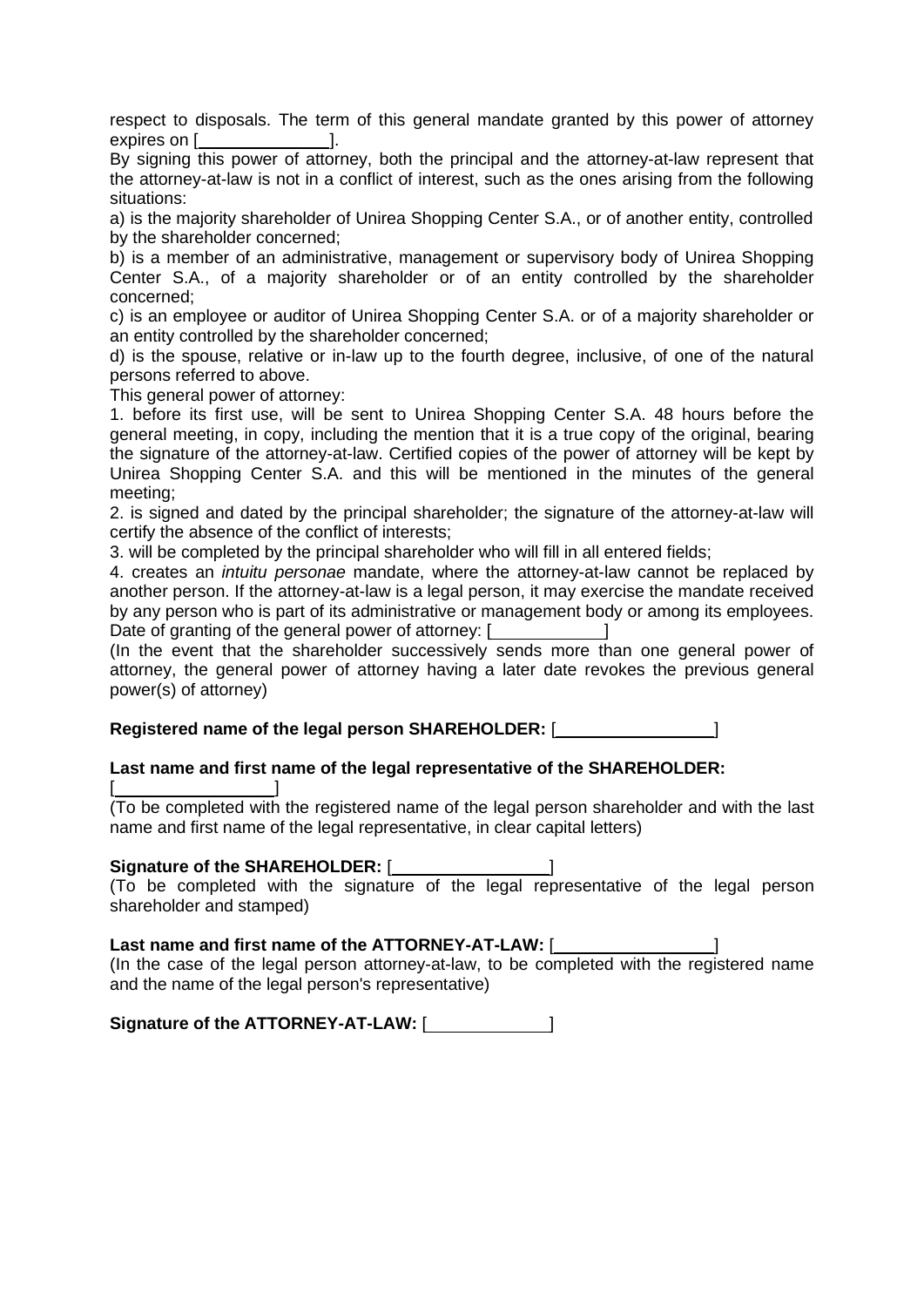respect to disposals. The term of this general mandate granted by this power of attorney expires on [_______________].

By signing this power of attorney, both the principal and the attorney-at-law represent that the attorney-at-law is not in a conflict of interest, such as the ones arising from the following situations:

a) is the majority shareholder of Unirea Shopping Center S.A., or of another entity, controlled by the shareholder concerned;

b) is a member of an administrative, management or supervisory body of Unirea Shopping Center S.A., of a majority shareholder or of an entity controlled by the shareholder concerned;

c) is an employee or auditor of Unirea Shopping Center S.A. or of a majority shareholder or an entity controlled by the shareholder concerned;

d) is the spouse, relative or in-law up to the fourth degree, inclusive, of one of the natural persons referred to above.

This general power of attorney:

1. before its first use, will be sent to Unirea Shopping Center S.A. 48 hours before the general meeting, in copy, including the mention that it is a true copy of the original, bearing the signature of the attorney-at-law. Certified copies of the power of attorney will be kept by Unirea Shopping Center S.A. and this will be mentioned in the minutes of the general meeting;
2. is signed and dated by the principal shareholder; the signature of the attorney-at-law will certify the absence of the conflict of interests;
3. will be completed by the principal shareholder who will fill in all entered fields;
4. creates an *intuitu personae* mandate, where the attorney-at-law cannot be replaced by another person. If the attorney-at-law is a legal person, it may exercise the mandate received by any person who is part of its administrative or management body or among its employees.

Date of granting of the general power of attorney: [_____________]

(In the event that the shareholder successively sends more than one general power of attorney, the general power of attorney having a later date revokes the previous general power(s) of attorney)

**Registered name of the legal person SHAREHOLDER:** [_________________]

**Last name and first name of the legal representative of the SHAREHOLDER:** [_________________]

(To be completed with the registered name of the legal person shareholder and with the last name and first name of the legal representative, in clear capital letters)

**Signature of the SHAREHOLDER:** [_________________]

(To be completed with the signature of the legal representative of the legal person shareholder and stamped)

**Last name and first name of the ATTORNEY-AT-LAW:** [_________________]

(In the case of the legal person attorney-at-law, to be completed with the registered name and the name of the legal person's representative)

**Signature of the ATTORNEY-AT-LAW:** [_____________]